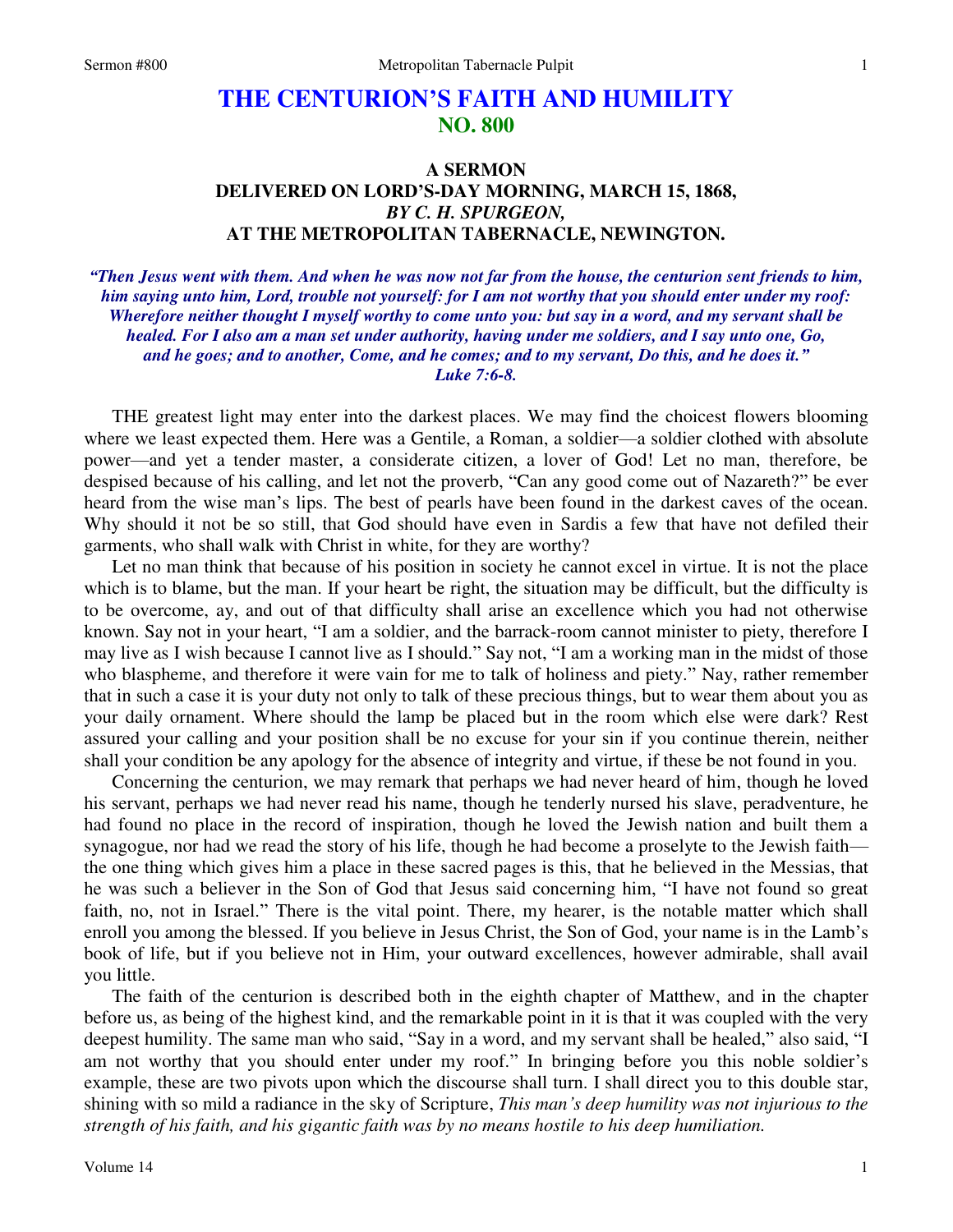# THE CENTURION'S FAITH AND HUMILITY
## NO. 800

### A SERMON
### DELIVERED ON LORD'S-DAY MORNING, MARCH 15, 1868,
### *BY C. H. SPURGEON,*
### AT THE METROPOLITAN TABERNACLE, NEWINGTON.

*"Then Jesus went with them. And when he was now not far from the house, the centurion sent friends to him, him saying unto him, Lord, trouble not yourself: for I am not worthy that you should enter under my roof: Wherefore neither thought I myself worthy to come unto you: but say in a word, and my servant shall be healed. For I also am a man set under authority, having under me soldiers, and I say unto one, Go, and he goes; and to another, Come, and he comes; and to my servant, Do this, and he does it."*
*Luke 7:6-8.*

THE greatest light may enter into the darkest places. We may find the choicest flowers blooming where we least expected them. Here was a Gentile, a Roman, a soldier—a soldier clothed with absolute power—and yet a tender master, a considerate citizen, a lover of God! Let no man, therefore, be despised because of his calling, and let not the proverb, "Can any good come out of Nazareth?" be ever heard from the wise man's lips. The best of pearls have been found in the darkest caves of the ocean. Why should it not be so still, that God should have even in Sardis a few that have not defiled their garments, who shall walk with Christ in white, for they are worthy?

Let no man think that because of his position in society he cannot excel in virtue. It is not the place which is to blame, but the man. If your heart be right, the situation may be difficult, but the difficulty is to be overcome, ay, and out of that difficulty shall arise an excellence which you had not otherwise known. Say not in your heart, "I am a soldier, and the barrack-room cannot minister to piety, therefore I may live as I wish because I cannot live as I should." Say not, "I am a working man in the midst of those who blaspheme, and therefore it were vain for me to talk of holiness and piety." Nay, rather remember that in such a case it is your duty not only to talk of these precious things, but to wear them about you as your daily ornament. Where should the lamp be placed but in the room which else were dark? Rest assured your calling and your position shall be no excuse for your sin if you continue therein, neither shall your condition be any apology for the absence of integrity and virtue, if these be not found in you.

Concerning the centurion, we may remark that perhaps we had never heard of him, though he loved his servant, perhaps we had never read his name, though he tenderly nursed his slave, peradventure, he had found no place in the record of inspiration, though he loved the Jewish nation and built them a synagogue, nor had we read the story of his life, though he had become a proselyte to the Jewish faith—the one thing which gives him a place in these sacred pages is this, that he believed in the Messias, that he was such a believer in the Son of God that Jesus said concerning him, "I have not found so great faith, no, not in Israel." There is the vital point. There, my hearer, is the notable matter which shall enroll you among the blessed. If you believe in Jesus Christ, the Son of God, your name is in the Lamb's book of life, but if you believe not in Him, your outward excellences, however admirable, shall avail you little.

The faith of the centurion is described both in the eighth chapter of Matthew, and in the chapter before us, as being of the highest kind, and the remarkable point in it is that it was coupled with the very deepest humility. The same man who said, "Say in a word, and my servant shall be healed," also said, "I am not worthy that you should enter under my roof." In bringing before you this noble soldier's example, these are two pivots upon which the discourse shall turn. I shall direct you to this double star, shining with so mild a radiance in the sky of Scripture, *This man's deep humility was not injurious to the strength of his faith, and his gigantic faith was by no means hostile to his deep humiliation.*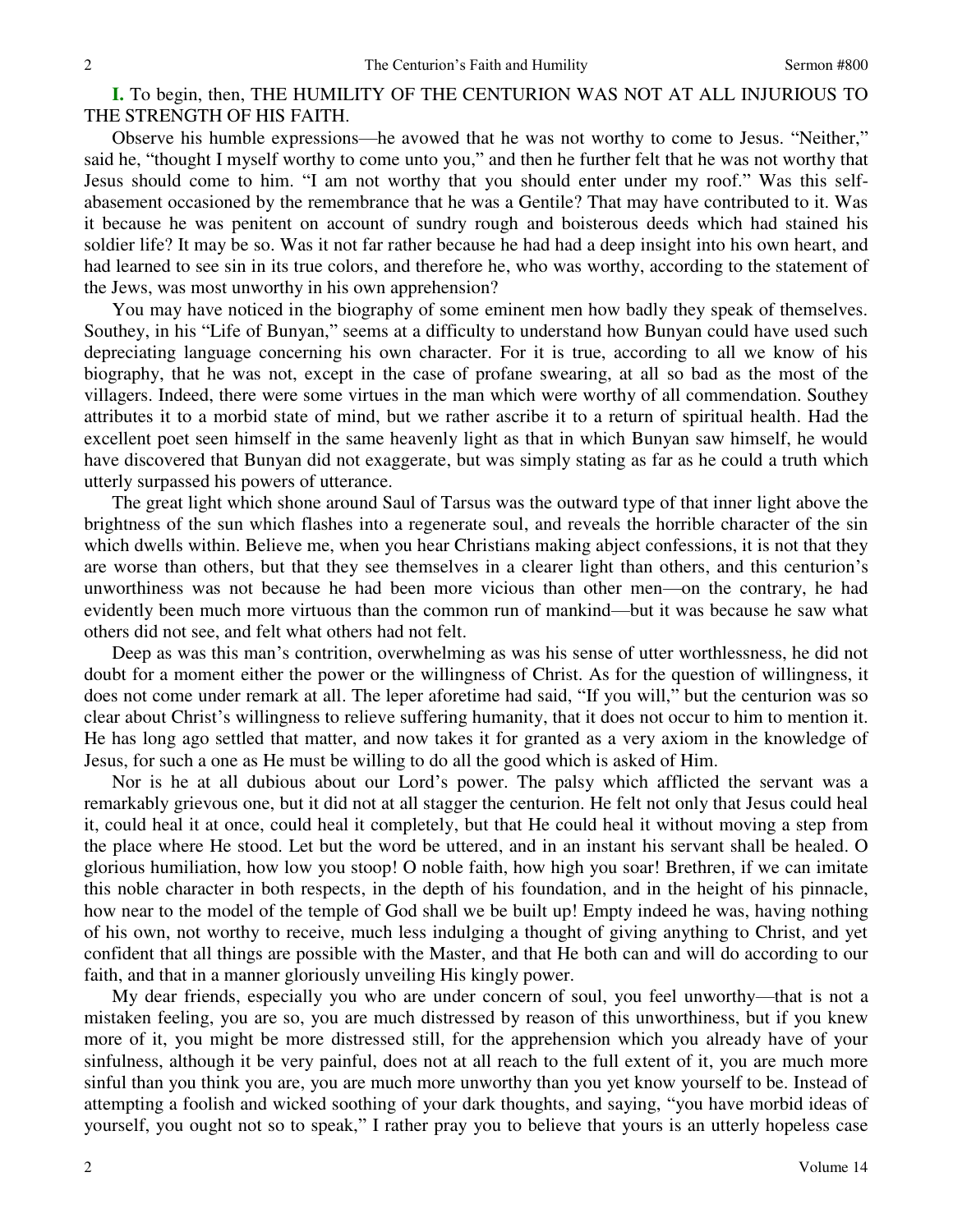**I.** To begin, then, THE HUMILITY OF THE CENTURION WAS NOT AT ALL INJURIOUS TO THE STRENGTH OF HIS FAITH.

Observe his humble expressions—he avowed that he was not worthy to come to Jesus. "Neither," said he, "thought I myself worthy to come unto you," and then he further felt that he was not worthy that Jesus should come to him. "I am not worthy that you should enter under my roof." Was this self-abasement occasioned by the remembrance that he was a Gentile? That may have contributed to it. Was it because he was penitent on account of sundry rough and boisterous deeds which had stained his soldier life? It may be so. Was it not far rather because he had had a deep insight into his own heart, and had learned to see sin in its true colors, and therefore he, who was worthy, according to the statement of the Jews, was most unworthy in his own apprehension?

You may have noticed in the biography of some eminent men how badly they speak of themselves. Southey, in his "Life of Bunyan," seems at a difficulty to understand how Bunyan could have used such depreciating language concerning his own character. For it is true, according to all we know of his biography, that he was not, except in the case of profane swearing, at all so bad as the most of the villagers. Indeed, there were some virtues in the man which were worthy of all commendation. Southey attributes it to a morbid state of mind, but we rather ascribe it to a return of spiritual health. Had the excellent poet seen himself in the same heavenly light as that in which Bunyan saw himself, he would have discovered that Bunyan did not exaggerate, but was simply stating as far as he could a truth which utterly surpassed his powers of utterance.

The great light which shone around Saul of Tarsus was the outward type of that inner light above the brightness of the sun which flashes into a regenerate soul, and reveals the horrible character of the sin which dwells within. Believe me, when you hear Christians making abject confessions, it is not that they are worse than others, but that they see themselves in a clearer light than others, and this centurion's unworthiness was not because he had been more vicious than other men—on the contrary, he had evidently been much more virtuous than the common run of mankind—but it was because he saw what others did not see, and felt what others had not felt.

Deep as was this man's contrition, overwhelming as was his sense of utter worthlessness, he did not doubt for a moment either the power or the willingness of Christ. As for the question of willingness, it does not come under remark at all. The leper aforetime had said, "If you will," but the centurion was so clear about Christ's willingness to relieve suffering humanity, that it does not occur to him to mention it. He has long ago settled that matter, and now takes it for granted as a very axiom in the knowledge of Jesus, for such a one as He must be willing to do all the good which is asked of Him.

Nor is he at all dubious about our Lord's power. The palsy which afflicted the servant was a remarkably grievous one, but it did not at all stagger the centurion. He felt not only that Jesus could heal it, could heal it at once, could heal it completely, but that He could heal it without moving a step from the place where He stood. Let but the word be uttered, and in an instant his servant shall be healed. O glorious humiliation, how low you stoop! O noble faith, how high you soar! Brethren, if we can imitate this noble character in both respects, in the depth of his foundation, and in the height of his pinnacle, how near to the model of the temple of God shall we be built up! Empty indeed he was, having nothing of his own, not worthy to receive, much less indulging a thought of giving anything to Christ, and yet confident that all things are possible with the Master, and that He both can and will do according to our faith, and that in a manner gloriously unveiling His kingly power.

My dear friends, especially you who are under concern of soul, you feel unworthy—that is not a mistaken feeling, you are so, you are much distressed by reason of this unworthiness, but if you knew more of it, you might be more distressed still, for the apprehension which you already have of your sinfulness, although it be very painful, does not at all reach to the full extent of it, you are much more sinful than you think you are, you are much more unworthy than you yet know yourself to be. Instead of attempting a foolish and wicked soothing of your dark thoughts, and saying, "you have morbid ideas of yourself, you ought not so to speak," I rather pray you to believe that yours is an utterly hopeless case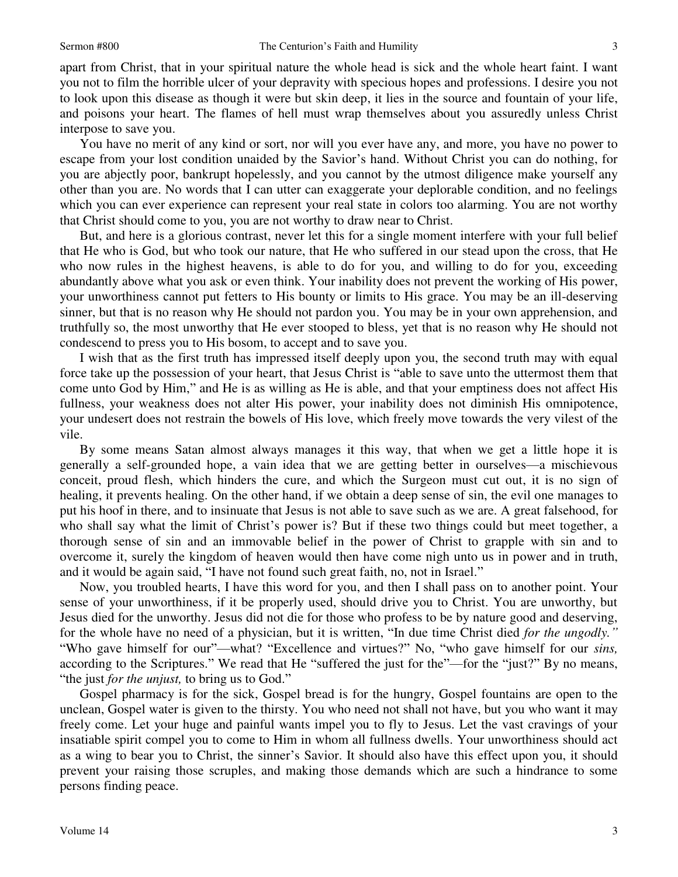apart from Christ, that in your spiritual nature the whole head is sick and the whole heart faint. I want you not to film the horrible ulcer of your depravity with specious hopes and professions. I desire you not to look upon this disease as though it were but skin deep, it lies in the source and fountain of your life, and poisons your heart. The flames of hell must wrap themselves about you assuredly unless Christ interpose to save you.

You have no merit of any kind or sort, nor will you ever have any, and more, you have no power to escape from your lost condition unaided by the Savior's hand. Without Christ you can do nothing, for you are abjectly poor, bankrupt hopelessly, and you cannot by the utmost diligence make yourself any other than you are. No words that I can utter can exaggerate your deplorable condition, and no feelings which you can ever experience can represent your real state in colors too alarming. You are not worthy that Christ should come to you, you are not worthy to draw near to Christ.

But, and here is a glorious contrast, never let this for a single moment interfere with your full belief that He who is God, but who took our nature, that He who suffered in our stead upon the cross, that He who now rules in the highest heavens, is able to do for you, and willing to do for you, exceeding abundantly above what you ask or even think. Your inability does not prevent the working of His power, your unworthiness cannot put fetters to His bounty or limits to His grace. You may be an ill-deserving sinner, but that is no reason why He should not pardon you. You may be in your own apprehension, and truthfully so, the most unworthy that He ever stooped to bless, yet that is no reason why He should not condescend to press you to His bosom, to accept and to save you.

I wish that as the first truth has impressed itself deeply upon you, the second truth may with equal force take up the possession of your heart, that Jesus Christ is "able to save unto the uttermost them that come unto God by Him," and He is as willing as He is able, and that your emptiness does not affect His fullness, your weakness does not alter His power, your inability does not diminish His omnipotence, your undesert does not restrain the bowels of His love, which freely move towards the very vilest of the vile.

By some means Satan almost always manages it this way, that when we get a little hope it is generally a self-grounded hope, a vain idea that we are getting better in ourselves—a mischievous conceit, proud flesh, which hinders the cure, and which the Surgeon must cut out, it is no sign of healing, it prevents healing. On the other hand, if we obtain a deep sense of sin, the evil one manages to put his hoof in there, and to insinuate that Jesus is not able to save such as we are. A great falsehood, for who shall say what the limit of Christ's power is? But if these two things could but meet together, a thorough sense of sin and an immovable belief in the power of Christ to grapple with sin and to overcome it, surely the kingdom of heaven would then have come nigh unto us in power and in truth, and it would be again said, "I have not found such great faith, no, not in Israel."

Now, you troubled hearts, I have this word for you, and then I shall pass on to another point. Your sense of your unworthiness, if it be properly used, should drive you to Christ. You are unworthy, but Jesus died for the unworthy. Jesus did not die for those who profess to be by nature good and deserving, for the whole have no need of a physician, but it is written, "In due time Christ died *for the ungodly."* "Who gave himself for our"—what? "Excellence and virtues?" No, "who gave himself for our *sins,* according to the Scriptures." We read that He "suffered the just for the"—for the "just?" By no means, "the just *for the unjust,* to bring us to God."

Gospel pharmacy is for the sick, Gospel bread is for the hungry, Gospel fountains are open to the unclean, Gospel water is given to the thirsty. You who need not shall not have, but you who want it may freely come. Let your huge and painful wants impel you to fly to Jesus. Let the vast cravings of your insatiable spirit compel you to come to Him in whom all fullness dwells. Your unworthiness should act as a wing to bear you to Christ, the sinner's Savior. It should also have this effect upon you, it should prevent your raising those scruples, and making those demands which are such a hindrance to some persons finding peace.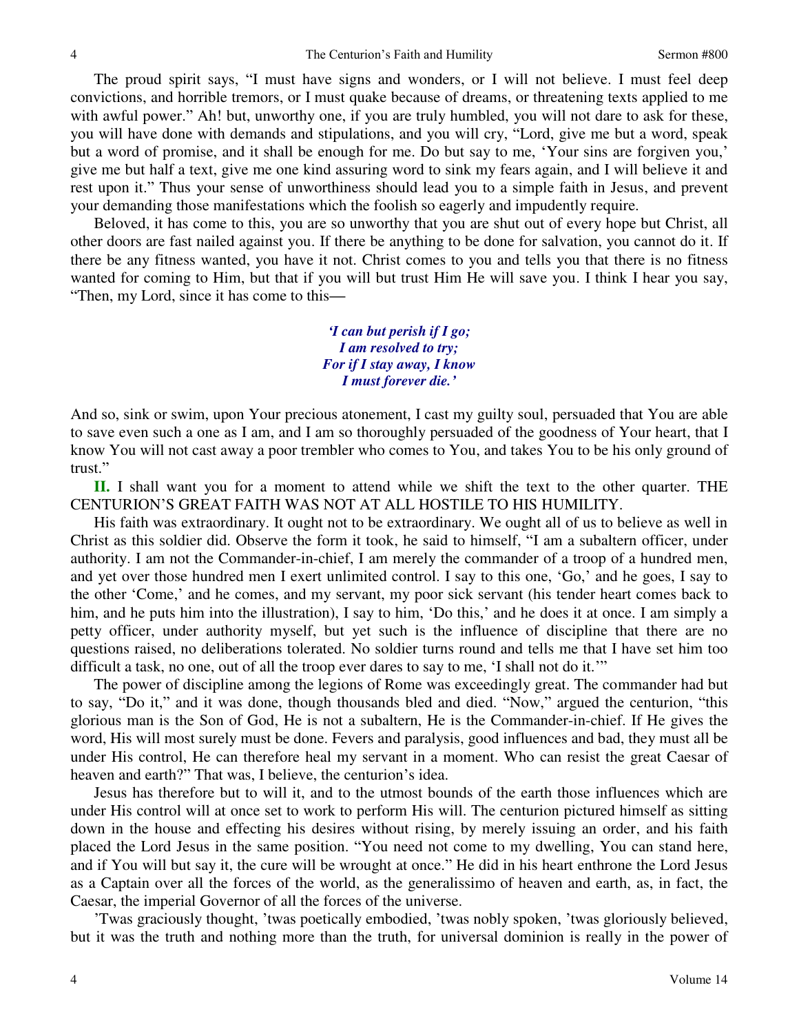The proud spirit says, "I must have signs and wonders, or I will not believe. I must feel deep convictions, and horrible tremors, or I must quake because of dreams, or threatening texts applied to me with awful power." Ah! but, unworthy one, if you are truly humbled, you will not dare to ask for these, you will have done with demands and stipulations, and you will cry, "Lord, give me but a word, speak but a word of promise, and it shall be enough for me. Do but say to me, 'Your sins are forgiven you,' give me but half a text, give me one kind assuring word to sink my fears again, and I will believe it and rest upon it." Thus your sense of unworthiness should lead you to a simple faith in Jesus, and prevent your demanding those manifestations which the foolish so eagerly and impudently require.

Beloved, it has come to this, you are so unworthy that you are shut out of every hope but Christ, all other doors are fast nailed against you. If there be anything to be done for salvation, you cannot do it. If there be any fitness wanted, you have it not. Christ comes to you and tells you that there is no fitness wanted for coming to Him, but that if you will but trust Him He will save you. I think I hear you say, "Then, my Lord, since it has come to this—

*'I can but perish if I go;*
*I am resolved to try;*
*For if I stay away, I know*
*I must forever die.'*

And so, sink or swim, upon Your precious atonement, I cast my guilty soul, persuaded that You are able to save even such a one as I am, and I am so thoroughly persuaded of the goodness of Your heart, that I know You will not cast away a poor trembler who comes to You, and takes You to be his only ground of trust."

**II.** I shall want you for a moment to attend while we shift the text to the other quarter. THE CENTURION'S GREAT FAITH WAS NOT AT ALL HOSTILE TO HIS HUMILITY.

His faith was extraordinary. It ought not to be extraordinary. We ought all of us to believe as well in Christ as this soldier did. Observe the form it took, he said to himself, "I am a subaltern officer, under authority. I am not the Commander-in-chief, I am merely the commander of a troop of a hundred men, and yet over those hundred men I exert unlimited control. I say to this one, 'Go,' and he goes, I say to the other 'Come,' and he comes, and my servant, my poor sick servant (his tender heart comes back to him, and he puts him into the illustration), I say to him, 'Do this,' and he does it at once. I am simply a petty officer, under authority myself, but yet such is the influence of discipline that there are no questions raised, no deliberations tolerated. No soldier turns round and tells me that I have set him too difficult a task, no one, out of all the troop ever dares to say to me, 'I shall not do it.'"

The power of discipline among the legions of Rome was exceedingly great. The commander had but to say, "Do it," and it was done, though thousands bled and died. "Now," argued the centurion, "this glorious man is the Son of God, He is not a subaltern, He is the Commander-in-chief. If He gives the word, His will most surely must be done. Fevers and paralysis, good influences and bad, they must all be under His control, He can therefore heal my servant in a moment. Who can resist the great Caesar of heaven and earth?" That was, I believe, the centurion's idea.

Jesus has therefore but to will it, and to the utmost bounds of the earth those influences which are under His control will at once set to work to perform His will. The centurion pictured himself as sitting down in the house and effecting his desires without rising, by merely issuing an order, and his faith placed the Lord Jesus in the same position. "You need not come to my dwelling, You can stand here, and if You will but say it, the cure will be wrought at once." He did in his heart enthrone the Lord Jesus as a Captain over all the forces of the world, as the generalissimo of heaven and earth, as, in fact, the Caesar, the imperial Governor of all the forces of the universe.

'Twas graciously thought, 'twas poetically embodied, 'twas nobly spoken, 'twas gloriously believed, but it was the truth and nothing more than the truth, for universal dominion is really in the power of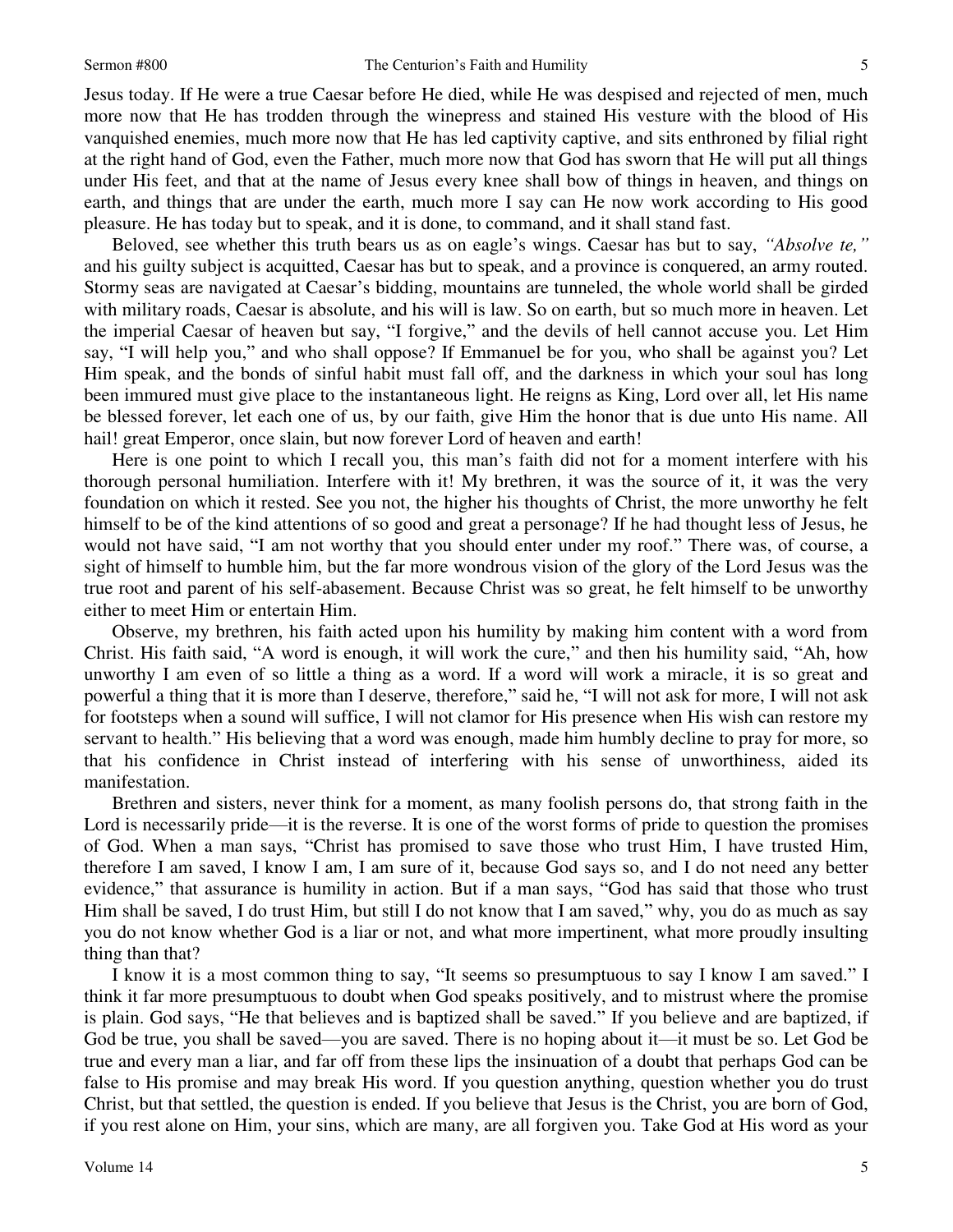Jesus today. If He were a true Caesar before He died, while He was despised and rejected of men, much more now that He has trodden through the winepress and stained His vesture with the blood of His vanquished enemies, much more now that He has led captivity captive, and sits enthroned by filial right at the right hand of God, even the Father, much more now that God has sworn that He will put all things under His feet, and that at the name of Jesus every knee shall bow of things in heaven, and things on earth, and things that are under the earth, much more I say can He now work according to His good pleasure. He has today but to speak, and it is done, to command, and it shall stand fast.

Beloved, see whether this truth bears us as on eagle's wings. Caesar has but to say, *"Absolve te,"* and his guilty subject is acquitted, Caesar has but to speak, and a province is conquered, an army routed. Stormy seas are navigated at Caesar's bidding, mountains are tunneled, the whole world shall be girded with military roads, Caesar is absolute, and his will is law. So on earth, but so much more in heaven. Let the imperial Caesar of heaven but say, "I forgive," and the devils of hell cannot accuse you. Let Him say, "I will help you," and who shall oppose? If Emmanuel be for you, who shall be against you? Let Him speak, and the bonds of sinful habit must fall off, and the darkness in which your soul has long been immured must give place to the instantaneous light. He reigns as King, Lord over all, let His name be blessed forever, let each one of us, by our faith, give Him the honor that is due unto His name. All hail! great Emperor, once slain, but now forever Lord of heaven and earth!

Here is one point to which I recall you, this man's faith did not for a moment interfere with his thorough personal humiliation. Interfere with it! My brethren, it was the source of it, it was the very foundation on which it rested. See you not, the higher his thoughts of Christ, the more unworthy he felt himself to be of the kind attentions of so good and great a personage? If he had thought less of Jesus, he would not have said, "I am not worthy that you should enter under my roof." There was, of course, a sight of himself to humble him, but the far more wondrous vision of the glory of the Lord Jesus was the true root and parent of his self-abasement. Because Christ was so great, he felt himself to be unworthy either to meet Him or entertain Him.

Observe, my brethren, his faith acted upon his humility by making him content with a word from Christ. His faith said, "A word is enough, it will work the cure," and then his humility said, "Ah, how unworthy I am even of so little a thing as a word. If a word will work a miracle, it is so great and powerful a thing that it is more than I deserve, therefore," said he, "I will not ask for more, I will not ask for footsteps when a sound will suffice, I will not clamor for His presence when His wish can restore my servant to health." His believing that a word was enough, made him humbly decline to pray for more, so that his confidence in Christ instead of interfering with his sense of unworthiness, aided its manifestation.

Brethren and sisters, never think for a moment, as many foolish persons do, that strong faith in the Lord is necessarily pride—it is the reverse. It is one of the worst forms of pride to question the promises of God. When a man says, "Christ has promised to save those who trust Him, I have trusted Him, therefore I am saved, I know I am, I am sure of it, because God says so, and I do not need any better evidence," that assurance is humility in action. But if a man says, "God has said that those who trust Him shall be saved, I do trust Him, but still I do not know that I am saved," why, you do as much as say you do not know whether God is a liar or not, and what more impertinent, what more proudly insulting thing than that?

I know it is a most common thing to say, "It seems so presumptuous to say I know I am saved." I think it far more presumptuous to doubt when God speaks positively, and to mistrust where the promise is plain. God says, "He that believes and is baptized shall be saved." If you believe and are baptized, if God be true, you shall be saved—you are saved. There is no hoping about it—it must be so. Let God be true and every man a liar, and far off from these lips the insinuation of a doubt that perhaps God can be false to His promise and may break His word. If you question anything, question whether you do trust Christ, but that settled, the question is ended. If you believe that Jesus is the Christ, you are born of God, if you rest alone on Him, your sins, which are many, are all forgiven you. Take God at His word as your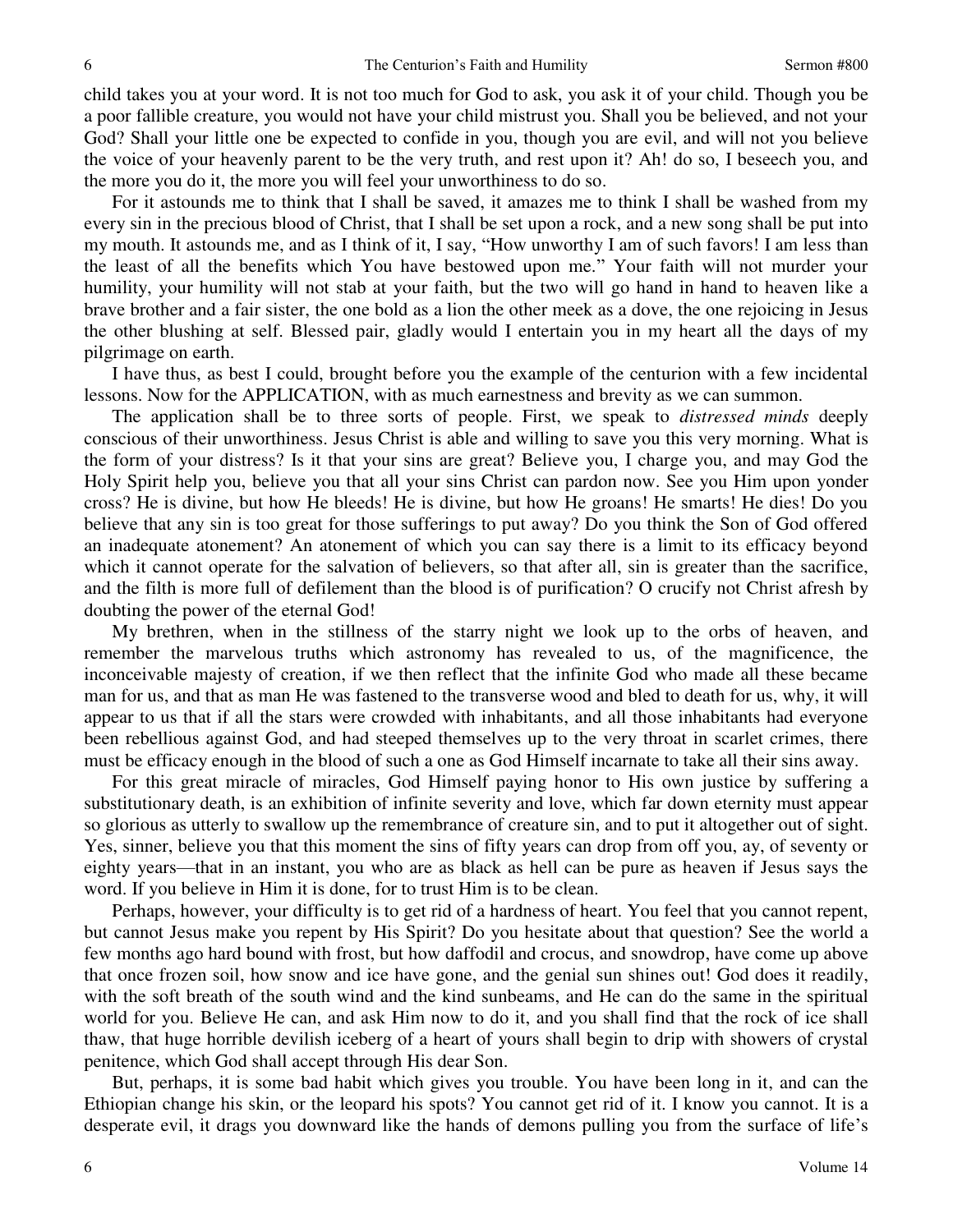child takes you at your word. It is not too much for God to ask, you ask it of your child. Though you be a poor fallible creature, you would not have your child mistrust you. Shall you be believed, and not your God? Shall your little one be expected to confide in you, though you are evil, and will not you believe the voice of your heavenly parent to be the very truth, and rest upon it? Ah! do so, I beseech you, and the more you do it, the more you will feel your unworthiness to do so.

For it astounds me to think that I shall be saved, it amazes me to think I shall be washed from my every sin in the precious blood of Christ, that I shall be set upon a rock, and a new song shall be put into my mouth. It astounds me, and as I think of it, I say, "How unworthy I am of such favors! I am less than the least of all the benefits which You have bestowed upon me." Your faith will not murder your humility, your humility will not stab at your faith, but the two will go hand in hand to heaven like a brave brother and a fair sister, the one bold as a lion the other meek as a dove, the one rejoicing in Jesus the other blushing at self. Blessed pair, gladly would I entertain you in my heart all the days of my pilgrimage on earth.

I have thus, as best I could, brought before you the example of the centurion with a few incidental lessons. Now for the APPLICATION, with as much earnestness and brevity as we can summon.

The application shall be to three sorts of people. First, we speak to *distressed minds* deeply conscious of their unworthiness. Jesus Christ is able and willing to save you this very morning. What is the form of your distress? Is it that your sins are great? Believe you, I charge you, and may God the Holy Spirit help you, believe you that all your sins Christ can pardon now. See you Him upon yonder cross? He is divine, but how He bleeds! He is divine, but how He groans! He smarts! He dies! Do you believe that any sin is too great for those sufferings to put away? Do you think the Son of God offered an inadequate atonement? An atonement of which you can say there is a limit to its efficacy beyond which it cannot operate for the salvation of believers, so that after all, sin is greater than the sacrifice, and the filth is more full of defilement than the blood is of purification? O crucify not Christ afresh by doubting the power of the eternal God!

My brethren, when in the stillness of the starry night we look up to the orbs of heaven, and remember the marvelous truths which astronomy has revealed to us, of the magnificence, the inconceivable majesty of creation, if we then reflect that the infinite God who made all these became man for us, and that as man He was fastened to the transverse wood and bled to death for us, why, it will appear to us that if all the stars were crowded with inhabitants, and all those inhabitants had everyone been rebellious against God, and had steeped themselves up to the very throat in scarlet crimes, there must be efficacy enough in the blood of such a one as God Himself incarnate to take all their sins away.

For this great miracle of miracles, God Himself paying honor to His own justice by suffering a substitutionary death, is an exhibition of infinite severity and love, which far down eternity must appear so glorious as utterly to swallow up the remembrance of creature sin, and to put it altogether out of sight. Yes, sinner, believe you that this moment the sins of fifty years can drop from off you, ay, of seventy or eighty years—that in an instant, you who are as black as hell can be pure as heaven if Jesus says the word. If you believe in Him it is done, for to trust Him is to be clean.

Perhaps, however, your difficulty is to get rid of a hardness of heart. You feel that you cannot repent, but cannot Jesus make you repent by His Spirit? Do you hesitate about that question? See the world a few months ago hard bound with frost, but how daffodil and crocus, and snowdrop, have come up above that once frozen soil, how snow and ice have gone, and the genial sun shines out! God does it readily, with the soft breath of the south wind and the kind sunbeams, and He can do the same in the spiritual world for you. Believe He can, and ask Him now to do it, and you shall find that the rock of ice shall thaw, that huge horrible devilish iceberg of a heart of yours shall begin to drip with showers of crystal penitence, which God shall accept through His dear Son.

But, perhaps, it is some bad habit which gives you trouble. You have been long in it, and can the Ethiopian change his skin, or the leopard his spots? You cannot get rid of it. I know you cannot. It is a desperate evil, it drags you downward like the hands of demons pulling you from the surface of life's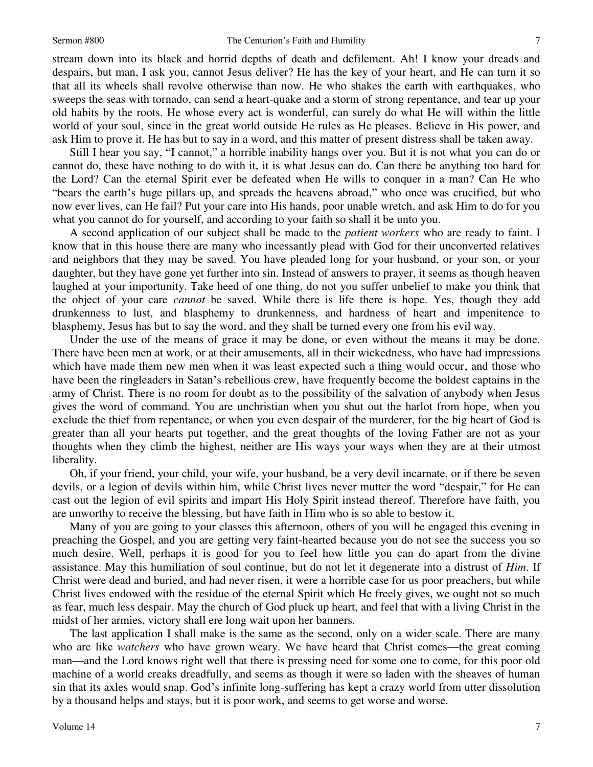stream down into its black and horrid depths of death and defilement. Ah! I know your dreads and despairs, but man, I ask you, cannot Jesus deliver? He has the key of your heart, and He can turn it so that all its wheels shall revolve otherwise than now. He who shakes the earth with earthquakes, who sweeps the seas with tornado, can send a heart-quake and a storm of strong repentance, and tear up your old habits by the roots. He whose every act is wonderful, can surely do what He will within the little world of your soul, since in the great world outside He rules as He pleases. Believe in His power, and ask Him to prove it. He has but to say in a word, and this matter of present distress shall be taken away.

Still I hear you say, "I cannot," a horrible inability hangs over you. But it is not what you can do or cannot do, these have nothing to do with it, it is what Jesus can do. Can there be anything too hard for the Lord? Can the eternal Spirit ever be defeated when He wills to conquer in a man? Can He who "bears the earth's huge pillars up, and spreads the heavens abroad," who once was crucified, but who now ever lives, can He fail? Put your care into His hands, poor unable wretch, and ask Him to do for you what you cannot do for yourself, and according to your faith so shall it be unto you.

A second application of our subject shall be made to the *patient workers* who are ready to faint. I know that in this house there are many who incessantly plead with God for their unconverted relatives and neighbors that they may be saved. You have pleaded long for your husband, or your son, or your daughter, but they have gone yet further into sin. Instead of answers to prayer, it seems as though heaven laughed at your importunity. Take heed of one thing, do not you suffer unbelief to make you think that the object of your care *cannot* be saved. While there is life there is hope. Yes, though they add drunkenness to lust, and blasphemy to drunkenness, and hardness of heart and impenitence to blasphemy, Jesus has but to say the word, and they shall be turned every one from his evil way.

Under the use of the means of grace it may be done, or even without the means it may be done. There have been men at work, or at their amusements, all in their wickedness, who have had impressions which have made them new men when it was least expected such a thing would occur, and those who have been the ringleaders in Satan's rebellious crew, have frequently become the boldest captains in the army of Christ. There is no room for doubt as to the possibility of the salvation of anybody when Jesus gives the word of command. You are unchristian when you shut out the harlot from hope, when you exclude the thief from repentance, or when you even despair of the murderer, for the big heart of God is greater than all your hearts put together, and the great thoughts of the loving Father are not as your thoughts when they climb the highest, neither are His ways your ways when they are at their utmost liberality.

Oh, if your friend, your child, your wife, your husband, be a very devil incarnate, or if there be seven devils, or a legion of devils within him, while Christ lives never mutter the word "despair," for He can cast out the legion of evil spirits and impart His Holy Spirit instead thereof. Therefore have faith, you are unworthy to receive the blessing, but have faith in Him who is so able to bestow it.

Many of you are going to your classes this afternoon, others of you will be engaged this evening in preaching the Gospel, and you are getting very faint-hearted because you do not see the success you so much desire. Well, perhaps it is good for you to feel how little you can do apart from the divine assistance. May this humiliation of soul continue, but do not let it degenerate into a distrust of *Him*. If Christ were dead and buried, and had never risen, it were a horrible case for us poor preachers, but while Christ lives endowed with the residue of the eternal Spirit which He freely gives, we ought not so much as fear, much less despair. May the church of God pluck up heart, and feel that with a living Christ in the midst of her armies, victory shall ere long wait upon her banners.

The last application I shall make is the same as the second, only on a wider scale. There are many who are like *watchers* who have grown weary. We have heard that Christ comes—the great coming man—and the Lord knows right well that there is pressing need for some one to come, for this poor old machine of a world creaks dreadfully, and seems as though it were so laden with the sheaves of human sin that its axles would snap. God's infinite long-suffering has kept a crazy world from utter dissolution by a thousand helps and stays, but it is poor work, and seems to get worse and worse.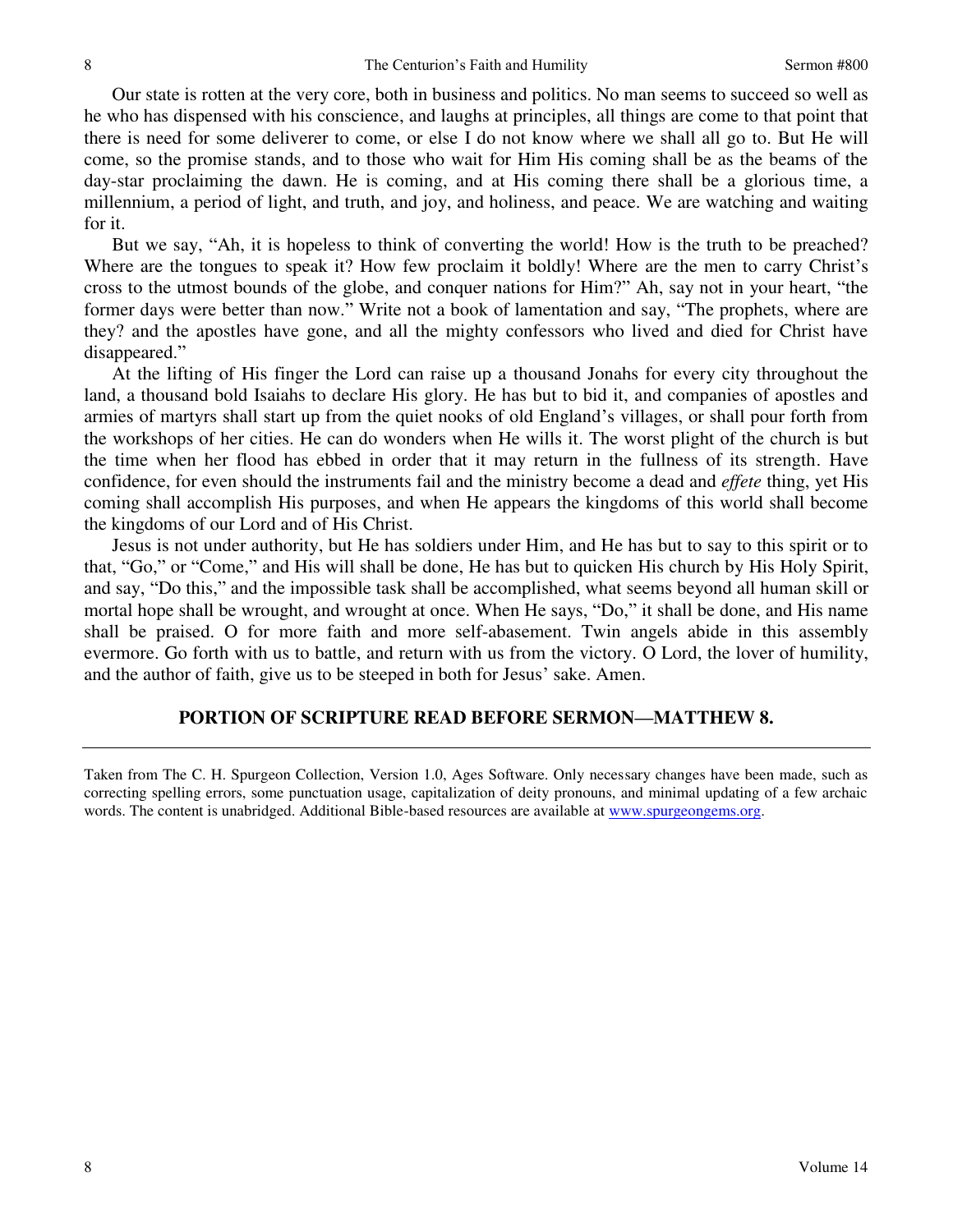Our state is rotten at the very core, both in business and politics. No man seems to succeed so well as he who has dispensed with his conscience, and laughs at principles, all things are come to that point that there is need for some deliverer to come, or else I do not know where we shall all go to. But He will come, so the promise stands, and to those who wait for Him His coming shall be as the beams of the day-star proclaiming the dawn. He is coming, and at His coming there shall be a glorious time, a millennium, a period of light, and truth, and joy, and holiness, and peace. We are watching and waiting for it.

But we say, "Ah, it is hopeless to think of converting the world! How is the truth to be preached? Where are the tongues to speak it? How few proclaim it boldly! Where are the men to carry Christ's cross to the utmost bounds of the globe, and conquer nations for Him?" Ah, say not in your heart, "the former days were better than now." Write not a book of lamentation and say, "The prophets, where are they? and the apostles have gone, and all the mighty confessors who lived and died for Christ have disappeared."

At the lifting of His finger the Lord can raise up a thousand Jonahs for every city throughout the land, a thousand bold Isaiahs to declare His glory. He has but to bid it, and companies of apostles and armies of martyrs shall start up from the quiet nooks of old England's villages, or shall pour forth from the workshops of her cities. He can do wonders when He wills it. The worst plight of the church is but the time when her flood has ebbed in order that it may return in the fullness of its strength. Have confidence, for even should the instruments fail and the ministry become a dead and *effete* thing, yet His coming shall accomplish His purposes, and when He appears the kingdoms of this world shall become the kingdoms of our Lord and of His Christ.

Jesus is not under authority, but He has soldiers under Him, and He has but to say to this spirit or to that, "Go," or "Come," and His will shall be done, He has but to quicken His church by His Holy Spirit, and say, "Do this," and the impossible task shall be accomplished, what seems beyond all human skill or mortal hope shall be wrought, and wrought at once. When He says, "Do," it shall be done, and His name shall be praised. O for more faith and more self-abasement. Twin angels abide in this assembly evermore. Go forth with us to battle, and return with us from the victory. O Lord, the lover of humility, and the author of faith, give us to be steeped in both for Jesus' sake. Amen.

## PORTION OF SCRIPTURE READ BEFORE SERMON—MATTHEW 8.

---

Taken from The C. H. Spurgeon Collection, Version 1.0, Ages Software. Only necessary changes have been made, such as correcting spelling errors, some punctuation usage, capitalization of deity pronouns, and minimal updating of a few archaic words. The content is unabridged. Additional Bible-based resources are available at [www.spurgeongems.org](http://www.spurgeongems.org).